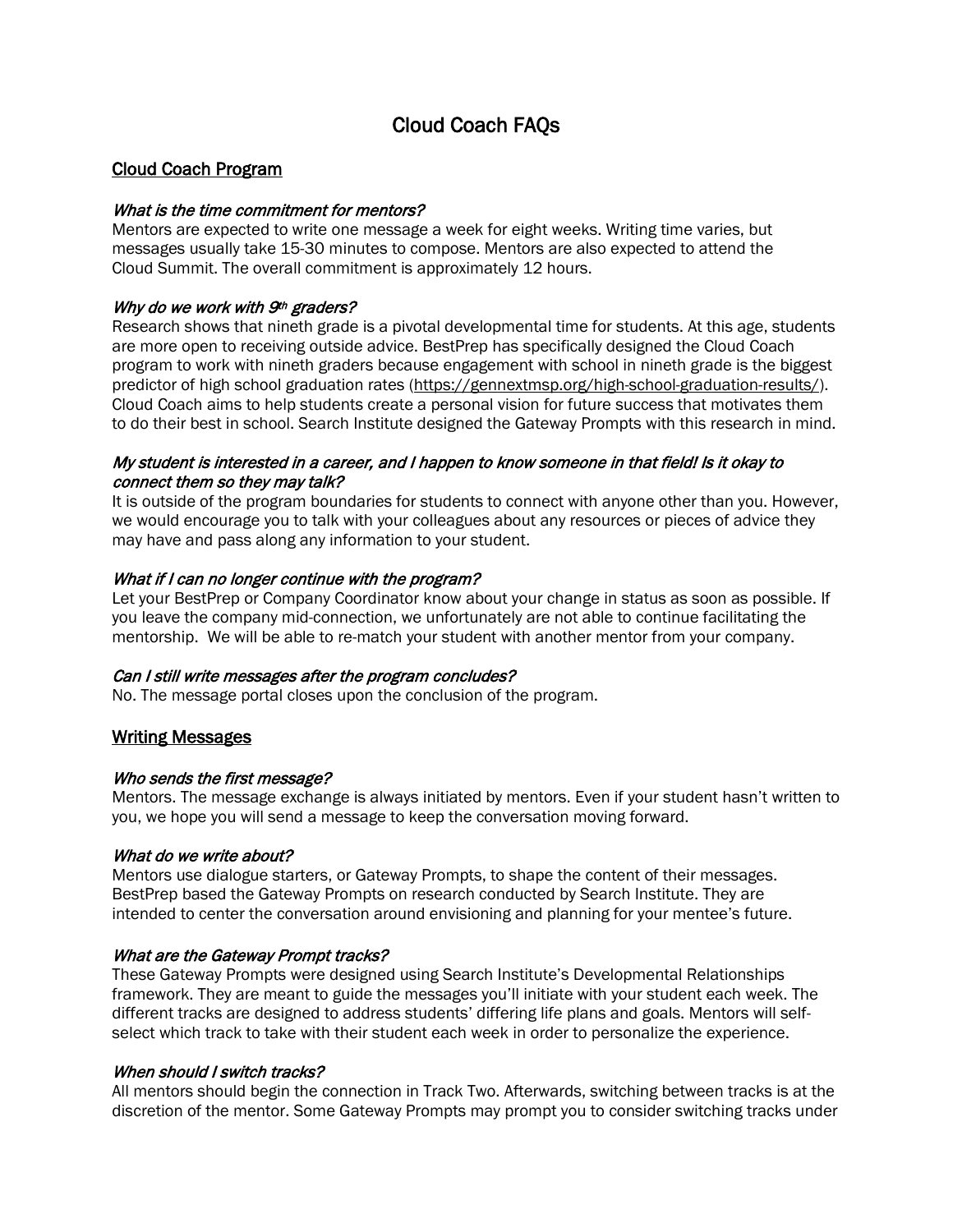# Cloud Coach FAQs

## Cloud Coach Program

*What is the time commitment for mentors?*

Mentors are expected to write one message a week for eight weeks. Writing time varies, but messages usually take 15-30 minutes to compose. Mentors are also expected to attend the Cloud Summit. The overall commitment is approximately 12 hours.

*Why do we work with 9th graders?*

Research shows that nineth grade is a pivotal developmental time for students. At this age, students are more open to receiving outside advice. BestPrep has specifically designed the Cloud Coach program to work with nineth graders because engagement with school in nineth grade is the biggest predictor of high school graduation rates (https://gennextmsp.org/high-school-graduation-results/). Cloud Coach aims to help students create a personal vision for future success that motivates them to do their best in school. Search Institute designed the Gateway Prompts with this research in mind.

*My student is interested in a career, and I happen to know someone in that field! Is it okay to connect them so they may talk?*

It is outside of the program boundaries for students to connect with anyone other than you. However, we would encourage you to talk with your colleagues about any resources or pieces of advice they may have and pass along any information to your student.

*What if I can no longer continue with the program?*

Let your BestPrep or Company Coordinator know about your change in status as soon as possible. If you leave the company mid-connection, we unfortunately are not able to continue facilitating the mentorship. We will be able to re-match your student with another mentor from your company.

*Can I still write messages after the program concludes?*

No. The message portal closes upon the conclusion of the program.

## Writing Messages

*Who sends the first message?*

Mentors. The message exchange is always initiated by mentors. Even if your student hasn't written to you, we hope you will send a message to keep the conversation moving forward.

*What do we write about?*

Mentors use dialogue starters, or Gateway Prompts, to shape the content of their messages. BestPrep based the Gateway Prompts on research conducted by Search Institute. They are intended to center the conversation around envisioning and planning for your mentee's future.

*What are the Gateway Prompt tracks?*

These Gateway Prompts were designed using Search Institute's Developmental Relationships framework. They are meant to guide the messages you'll initiate with your student each week. The different tracks are designed to address students' differing life plans and goals. Mentors will self-select which track to take with their student each week in order to personalize the experience.

*When should I switch tracks?*

All mentors should begin the connection in Track Two. Afterwards, switching between tracks is at the discretion of the mentor. Some Gateway Prompts may prompt you to consider switching tracks under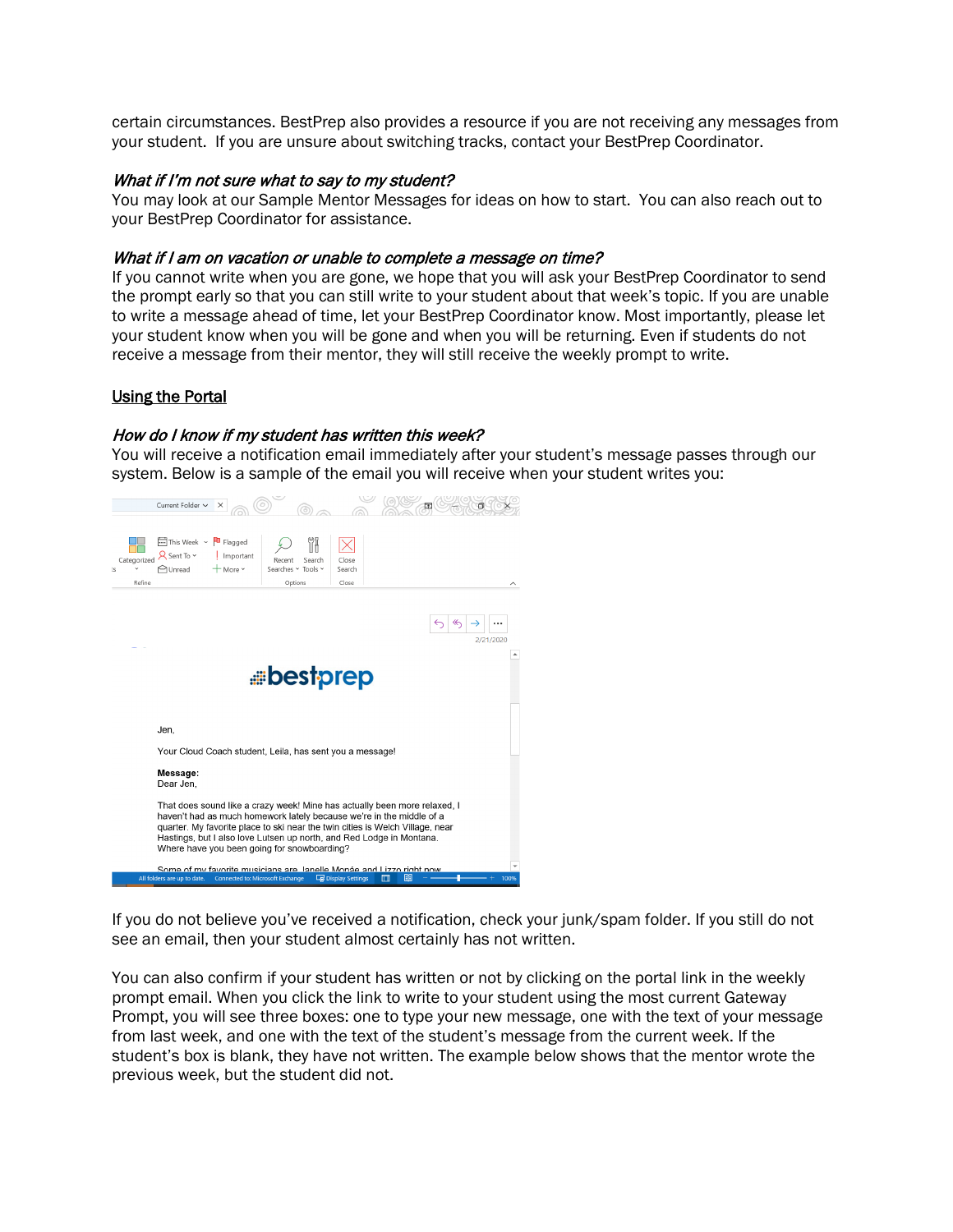certain circumstances. BestPrep also provides a resource if you are not receiving any messages from your student.  If you are unsure about switching tracks, contact your BestPrep Coordinator.

*What if I'm not sure what to say to my student?*
You may look at our Sample Mentor Messages for ideas on how to start.  You can also reach out to your BestPrep Coordinator for assistance.

*What if I am on vacation or unable to complete a message on time?*
If you cannot write when you are gone, we hope that you will ask your BestPrep Coordinator to send the prompt early so that you can still write to your student about that week's topic. If you are unable to write a message ahead of time, let your BestPrep Coordinator know. Most importantly, please let your student know when you will be gone and when you will be returning. Even if students do not receive a message from their mentor, they will still receive the weekly prompt to write.

## Using the Portal

*How do I know if my student has written this week?*
You will receive a notification email immediately after your student's message passes through our system. Below is a sample of the email you will receive when your student writes you:

If you do not believe you've received a notification, check your junk/spam folder. If you still do not see an email, then your student almost certainly has not written.

You can also confirm if your student has written or not by clicking on the portal link in the weekly prompt email. When you click the link to write to your student using the most current Gateway Prompt, you will see three boxes: one to type your new message, one with the text of your message from last week, and one with the text of the student's message from the current week. If the student's box is blank, they have not written. The example below shows that the mentor wrote the previous week, but the student did not.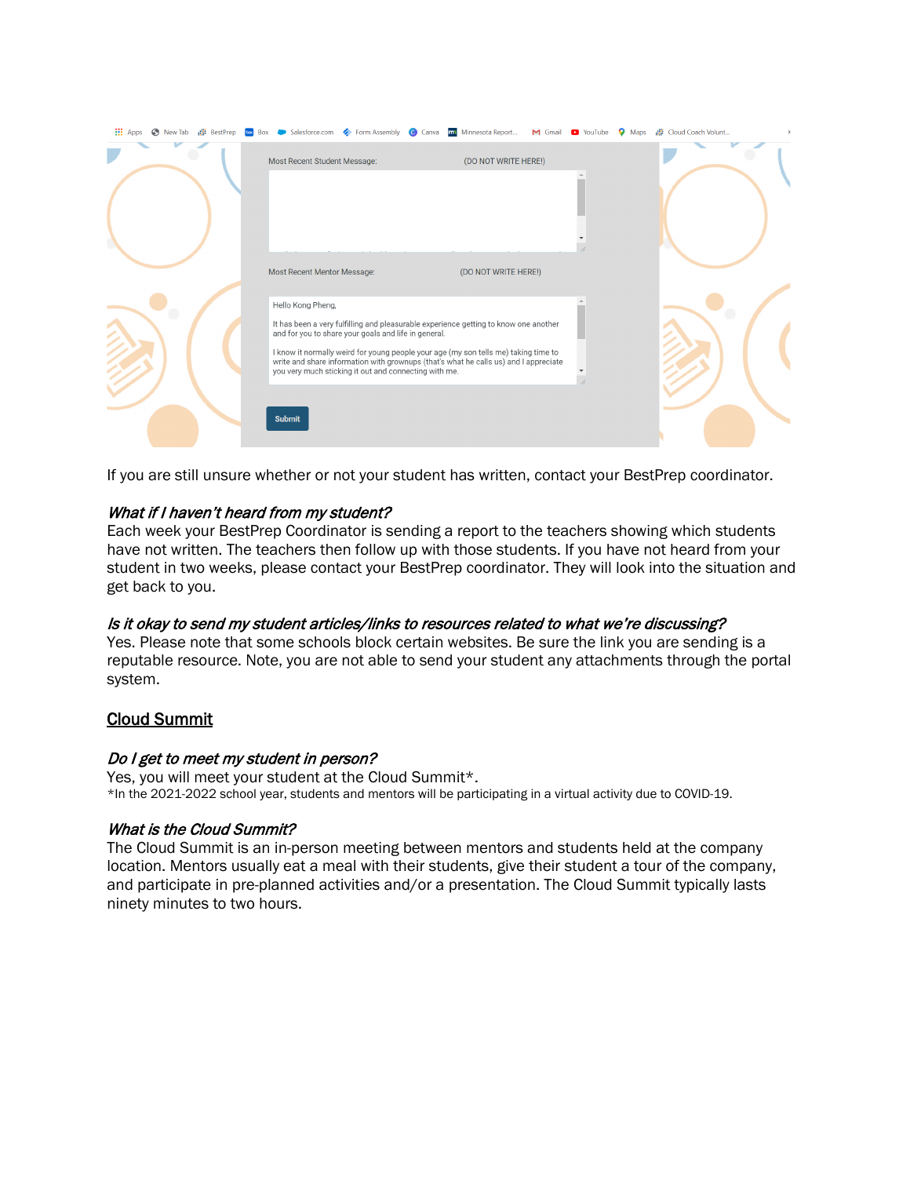If you are still unsure whether or not your student has written, contact your BestPrep coordinator.

***What if I haven't heard from my student?***
Each week your BestPrep Coordinator is sending a report to the teachers showing which students have not written. The teachers then follow up with those students. If you have not heard from your student in two weeks, please contact your BestPrep coordinator. They will look into the situation and get back to you.

***Is it okay to send my student articles/links to resources related to what we're discussing?***
Yes. Please note that some schools block certain websites. Be sure the link you are sending is a reputable resource. Note, you are not able to send your student any attachments through the portal system.

## Cloud Summit

***Do I get to meet my student in person?***
Yes, you will meet your student at the Cloud Summit*.
*In the 2021-2022 school year, students and mentors will be participating in a virtual activity due to COVID-19.

***What is the Cloud Summit?***
The Cloud Summit is an in-person meeting between mentors and students held at the company location. Mentors usually eat a meal with their students, give their student a tour of the company, and participate in pre-planned activities and/or a presentation. The Cloud Summit typically lasts ninety minutes to two hours.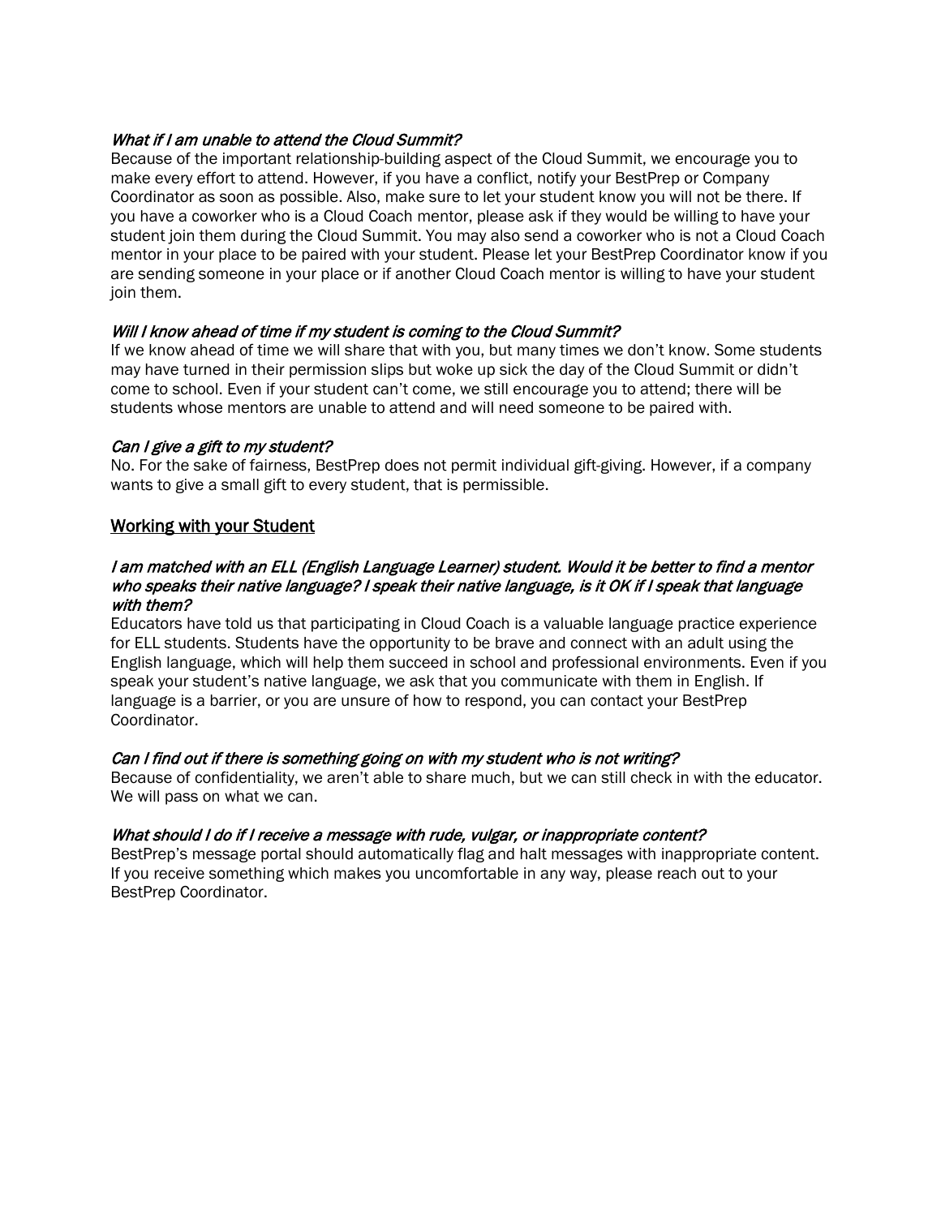*What if I am unable to attend the Cloud Summit?*

Because of the important relationship-building aspect of the Cloud Summit, we encourage you to make every effort to attend. However, if you have a conflict, notify your BestPrep or Company Coordinator as soon as possible. Also, make sure to let your student know you will not be there. If you have a coworker who is a Cloud Coach mentor, please ask if they would be willing to have your student join them during the Cloud Summit. You may also send a coworker who is not a Cloud Coach mentor in your place to be paired with your student. Please let your BestPrep Coordinator know if you are sending someone in your place or if another Cloud Coach mentor is willing to have your student join them.

*Will I know ahead of time if my student is coming to the Cloud Summit?*

If we know ahead of time we will share that with you, but many times we don't know. Some students may have turned in their permission slips but woke up sick the day of the Cloud Summit or didn't come to school. Even if your student can't come, we still encourage you to attend; there will be students whose mentors are unable to attend and will need someone to be paired with.

*Can I give a gift to my student?*

No. For the sake of fairness, BestPrep does not permit individual gift-giving. However, if a company wants to give a small gift to every student, that is permissible.

## Working with your Student

*I am matched with an ELL (English Language Learner) student. Would it be better to find a mentor who speaks their native language? I speak their native language, is it OK if I speak that language with them?*

Educators have told us that participating in Cloud Coach is a valuable language practice experience for ELL students. Students have the opportunity to be brave and connect with an adult using the English language, which will help them succeed in school and professional environments. Even if you speak your student's native language, we ask that you communicate with them in English. If language is a barrier, or you are unsure of how to respond, you can contact your BestPrep Coordinator.

*Can I find out if there is something going on with my student who is not writing?*

Because of confidentiality, we aren't able to share much, but we can still check in with the educator. We will pass on what we can.

*What should I do if I receive a message with rude, vulgar, or inappropriate content?*

BestPrep's message portal should automatically flag and halt messages with inappropriate content. If you receive something which makes you uncomfortable in any way, please reach out to your BestPrep Coordinator.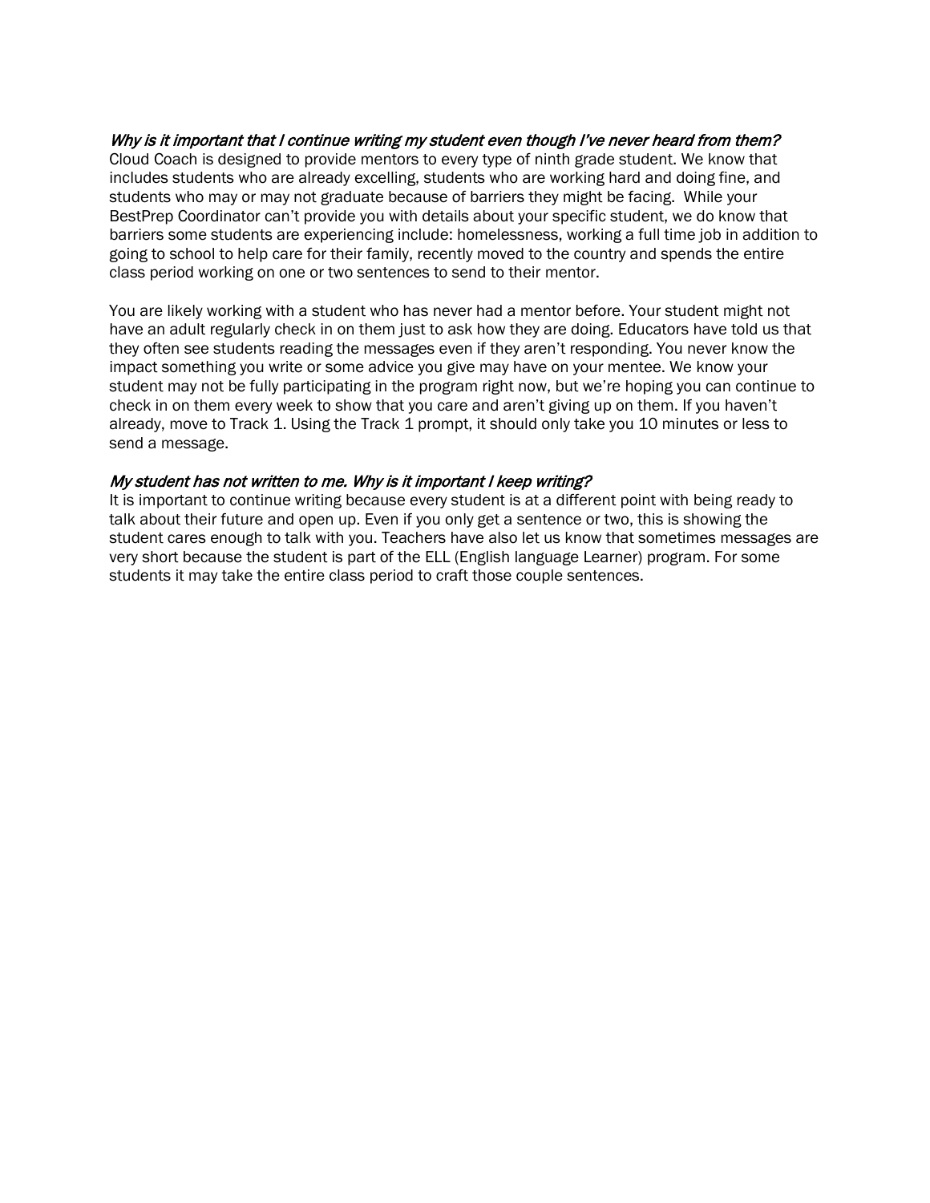*Why is it important that I continue writing my student even though I've never heard from them?*
Cloud Coach is designed to provide mentors to every type of ninth grade student. We know that includes students who are already excelling, students who are working hard and doing fine, and students who may or may not graduate because of barriers they might be facing. While your BestPrep Coordinator can't provide you with details about your specific student, we do know that barriers some students are experiencing include: homelessness, working a full time job in addition to going to school to help care for their family, recently moved to the country and spends the entire class period working on one or two sentences to send to their mentor.

You are likely working with a student who has never had a mentor before. Your student might not have an adult regularly check in on them just to ask how they are doing. Educators have told us that they often see students reading the messages even if they aren't responding. You never know the impact something you write or some advice you give may have on your mentee. We know your student may not be fully participating in the program right now, but we're hoping you can continue to check in on them every week to show that you care and aren't giving up on them. If you haven't already, move to Track 1. Using the Track 1 prompt, it should only take you 10 minutes or less to send a message.

*My student has not written to me. Why is it important I keep writing?*
It is important to continue writing because every student is at a different point with being ready to talk about their future and open up. Even if you only get a sentence or two, this is showing the student cares enough to talk with you. Teachers have also let us know that sometimes messages are very short because the student is part of the ELL (English language Learner) program. For some students it may take the entire class period to craft those couple sentences.